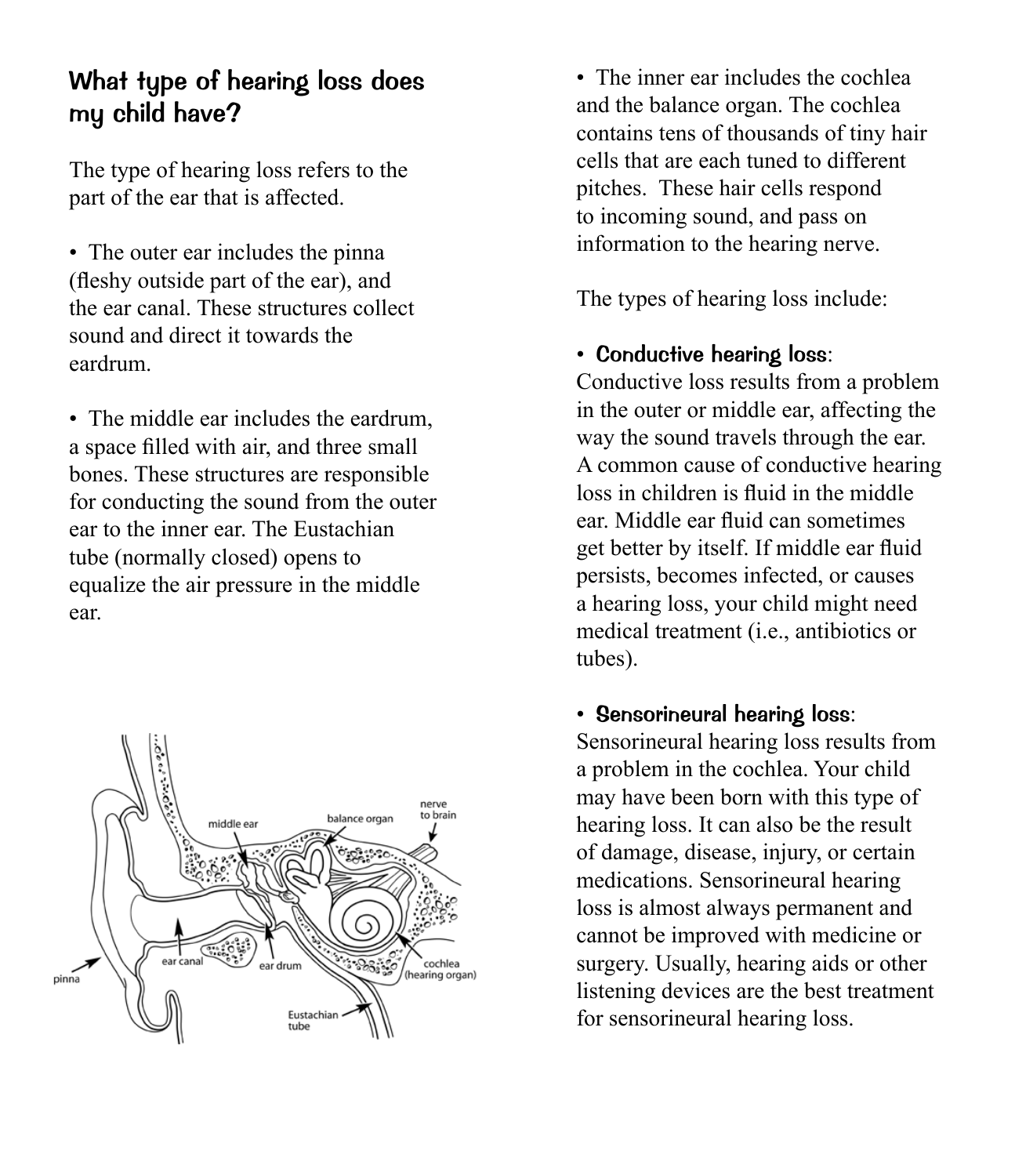## What type of hearing loss does my child have?

The type of hearing loss refers to the part of the ear that is affected.

- The outer ear includes the pinna (fleshy outside part of the ear), and the ear canal. These structures collect sound and direct it towards the eardrum.

- The middle ear includes the eardrum, a space filled with air, and three small bones. These structures are responsible for conducting the sound from the outer ear to the inner ear. The Eustachian tube (normally closed) opens to equalize the air pressure in the middle ear.

- The inner ear includes the cochlea and the balance organ. The cochlea contains tens of thousands of tiny hair cells that are each tuned to different pitches. These hair cells respond to incoming sound, and pass on information to the hearing nerve.

The types of hearing loss include:

- **Conductive hearing loss**: Conductive loss results from a problem in the outer or middle ear, affecting the way the sound travels through the ear. A common cause of conductive hearing loss in children is fluid in the middle ear. Middle ear fluid can sometimes get better by itself. If middle ear fluid persists, becomes infected, or causes a hearing loss, your child might need medical treatment (i.e., antibiotics or tubes).

- **Sensorineural hearing loss**: Sensorineural hearing loss results from a problem in the cochlea. Your child may have been born with this type of hearing loss. It can also be the result of damage, disease, injury, or certain medications. Sensorineural hearing loss is almost always permanent and cannot be improved with medicine or surgery. Usually, hearing aids or other listening devices are the best treatment for sensorineural hearing loss.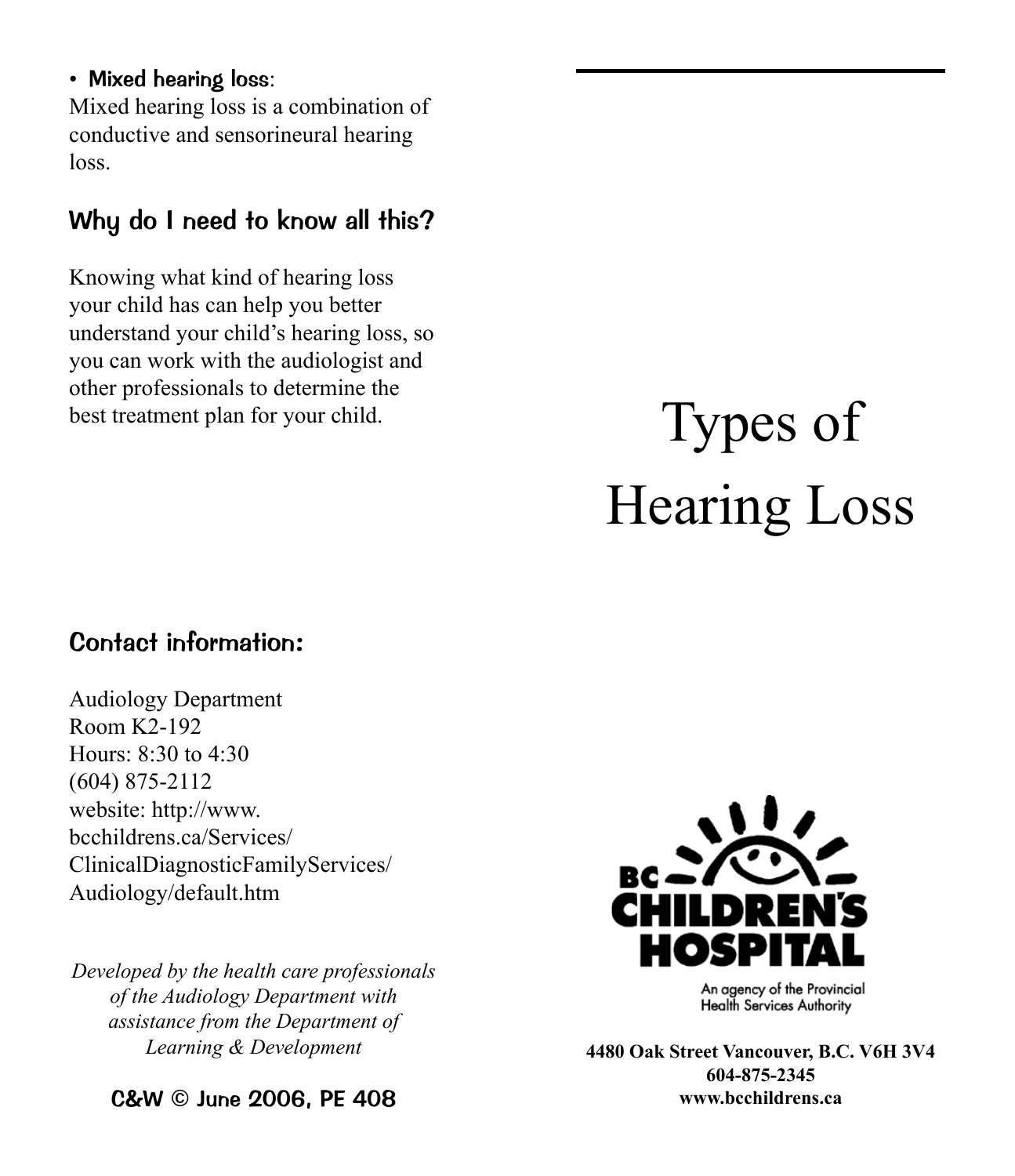- **Mixed hearing loss**:

Mixed hearing loss is a combination of conductive and sensorineural hearing loss.

## Why do I need to know all this?

Knowing what kind of hearing loss your child has can help you better understand your child's hearing loss, so you can work with the audiologist and other professionals to determine the best treatment plan for your child.

## Contact information:

Audiology Department
Room K2-192
Hours: 8:30 to 4:30
(604) 875-2112
website: http://www.bcchildrens.ca/Services/ClinicalDiagnosticFamilyServices/Audiology/default.htm

*Developed by the health care professionals of the Audiology Department with assistance from the Department of Learning & Development*

C&W © June 2006, PE 408

# Types of Hearing Loss

BC CHILDREN'S HOSPITAL

An agency of the Provincial Health Services Authority

**4480 Oak Street Vancouver, B.C. V6H 3V4**
**604-875-2345**
**www.bcchildrens.ca**